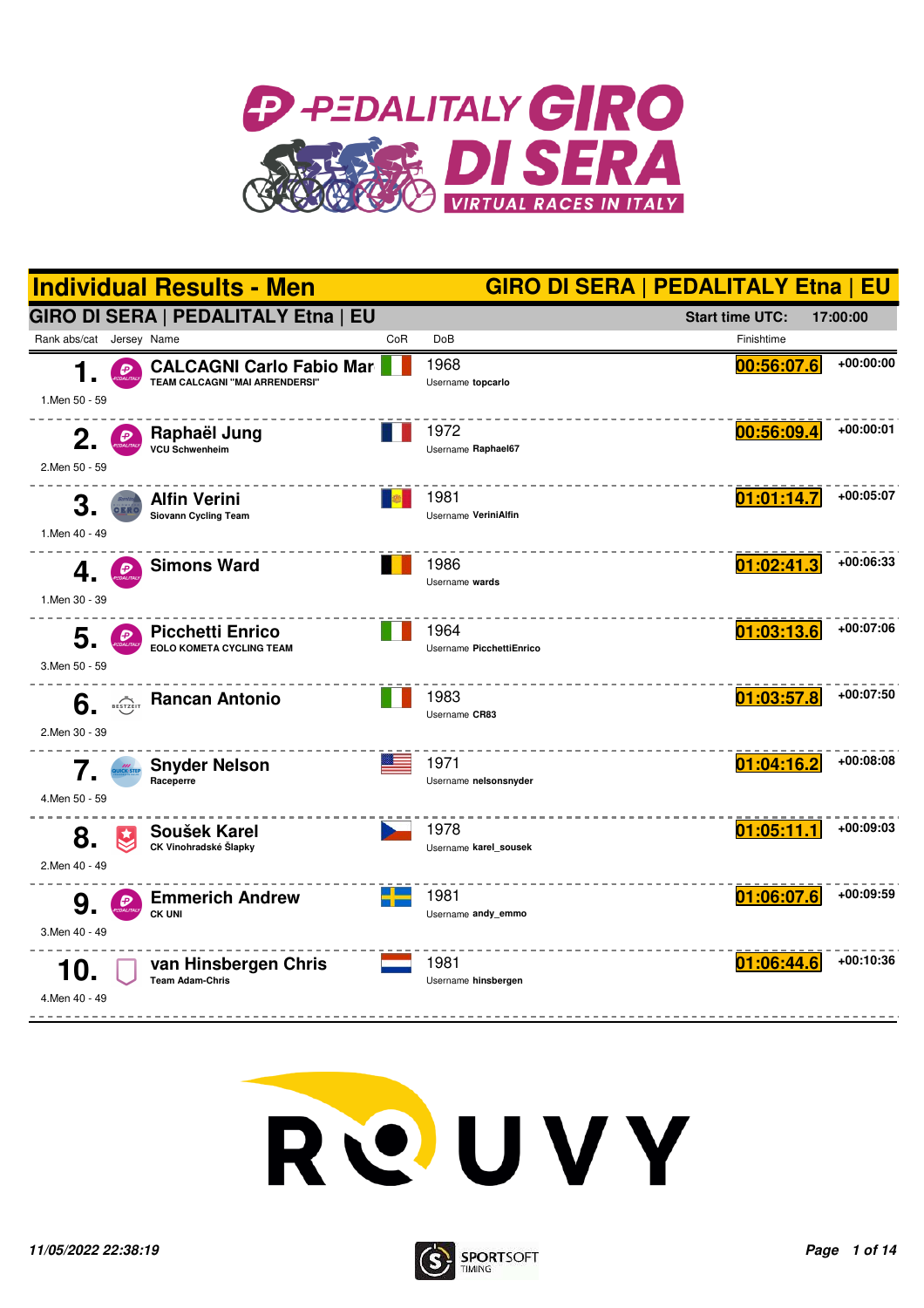# Individual Results - Men

**GIRO DI SERA | PEDALITALY Etna | EU**

## GIRO DI SERA | PEDALITALY Etna | EU

**Start time UTC: 17:00:00**

| Rank abs/cat | Jersey | Name | CoR | DoB | Finishtime | |
|---|---|---|---|---|---|---|
| 1. (1.Men 50 - 59) | | CALCAGNI Carlo Fabio Mar<br>TEAM CALCAGNI "MAI ARRENDERSI" | | 1968<br>Username topcarlo | 00:56:07.6 | +00:00:00 |
| 2. (2.Men 50 - 59) | | Raphaël Jung<br>VCU Schwenheim | | 1972<br>Username Raphael67 | 00:56:09.4 | +00:00:01 |
| 3. (1.Men 40 - 49) | | Alfin Verini<br>Siovann Cycling Team | | 1981<br>Username VeriniAlfin | 01:01:14.7 | +00:05:07 |
| 4. (1.Men 30 - 39) | | Simons Ward | | 1986<br>Username wards | 01:02:41.3 | +00:06:33 |
| 5. (3.Men 50 - 59) | | Picchetti Enrico<br>EOLO KOMETA CYCLING TEAM | | 1964<br>Username PicchettiEnrico | 01:03:13.6 | +00:07:06 |
| 6. (2.Men 30 - 39) | | Rancan Antonio | | 1983<br>Username CR83 | 01:03:57.8 | +00:07:50 |
| 7. (4.Men 50 - 59) | | Snyder Nelson<br>Raceperre | | 1971<br>Username nelsonsnyder | 01:04:16.2 | +00:08:08 |
| 8. (2.Men 40 - 49) | | Soušek Karel<br>CK Vinohradské Šlapky | | 1978<br>Username karel_sousek | 01:05:11.1 | +00:09:03 |
| 9. (3.Men 40 - 49) | | Emmerich Andrew<br>CK UNI | | 1981<br>Username andy_emmo | 01:06:07.6 | +00:09:59 |
| 10. (4.Men 40 - 49) | | van Hinsbergen Chris<br>Team Adam-Chris | | 1981<br>Username hinsbergen | 01:06:44.6 | +00:10:36 |

*11/05/2022 22:38:19*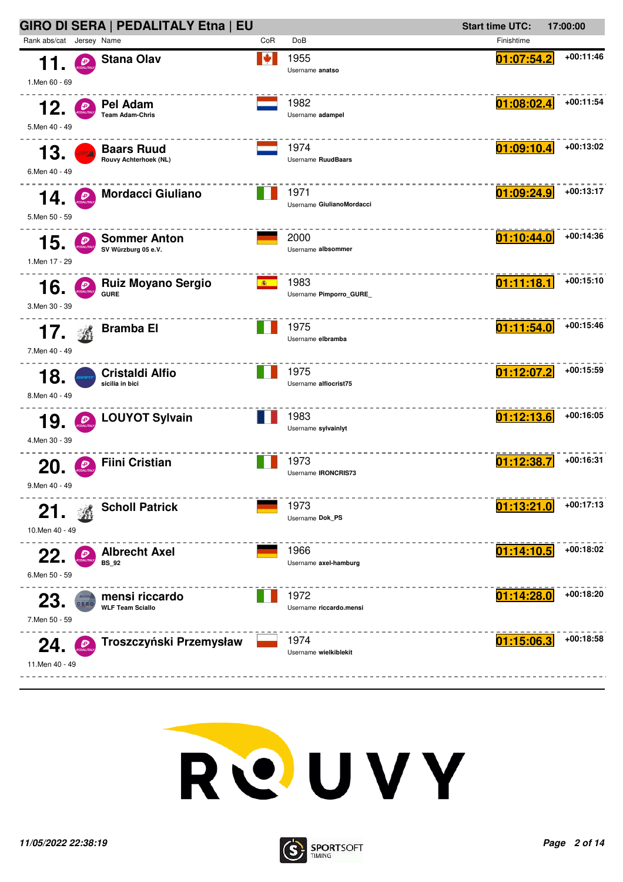# GIRO DI SERA | PEDALITALY Etna | EU

**Start time UTC:** 17:00:00

| Rank abs/cat | Jersey | Name | CoR | DoB | Finishtime | |
|---|---|---|---|---|---|---|
| **11.** 1.Men 60 - 69 | | **Stana Olav** | | 1955 Username **anatso** | **01:07:54.2** | **+00:11:46** |
| **12.** 5.Men 40 - 49 | | **Pel Adam** Team Adam-Chris | | 1982 Username **adampel** | **01:08:02.4** | **+00:11:54** |
| **13.** 6.Men 40 - 49 | | **Baars Ruud** Rouvy Achterhoek (NL) | | 1974 Username **RuudBaars** | **01:09:10.4** | **+00:13:02** |
| **14.** 5.Men 50 - 59 | | **Mordacci Giuliano** | | 1971 Username **GiulianoMordacci** | **01:09:24.9** | **+00:13:17** |
| **15.** 1.Men 17 - 29 | | **Sommer Anton** SV Würzburg 05 e.V. | | 2000 Username **albsommer** | **01:10:44.0** | **+00:14:36** |
| **16.** 3.Men 30 - 39 | | **Ruiz Moyano Sergio** GURE | | 1983 Username **Pimporro_GURE_** | **01:11:18.1** | **+00:15:10** |
| **17.** 7.Men 40 - 49 | | **Bramba El** | | 1975 Username **elbramba** | **01:11:54.0** | **+00:15:46** |
| **18.** 8.Men 40 - 49 | | **Cristaldi Alfio** sicilia in bici | | 1975 Username **alfiocrist75** | **01:12:07.2** | **+00:15:59** |
| **19.** 4.Men 30 - 39 | | **LOUYOT Sylvain** | | 1983 Username **sylvainlyt** | **01:12:13.6** | **+00:16:05** |
| **20.** 9.Men 40 - 49 | | **Fiini Cristian** | | 1973 Username **IRONCRIS73** | **01:12:38.7** | **+00:16:31** |
| **21.** 10.Men 40 - 49 | | **Scholl Patrick** | | 1973 Username **Dok_PS** | **01:13:21.0** | **+00:17:13** |
| **22.** 6.Men 50 - 59 | | **Albrecht Axel** BS_92 | | 1966 Username **axel-hamburg** | **01:14:10.5** | **+00:18:02** |
| **23.** 7.Men 50 - 59 | | **mensi riccardo** WLF Team Sciallo | | 1972 Username **riccardo.mensi** | **01:14:28.0** | **+00:18:20** |
| **24.** 11.Men 40 - 49 | | **Troszczyński Przemysław** | | 1974 Username **wielkiblekit** | **01:15:06.3** | **+00:18:58** |

*11/05/2022 22:38:19*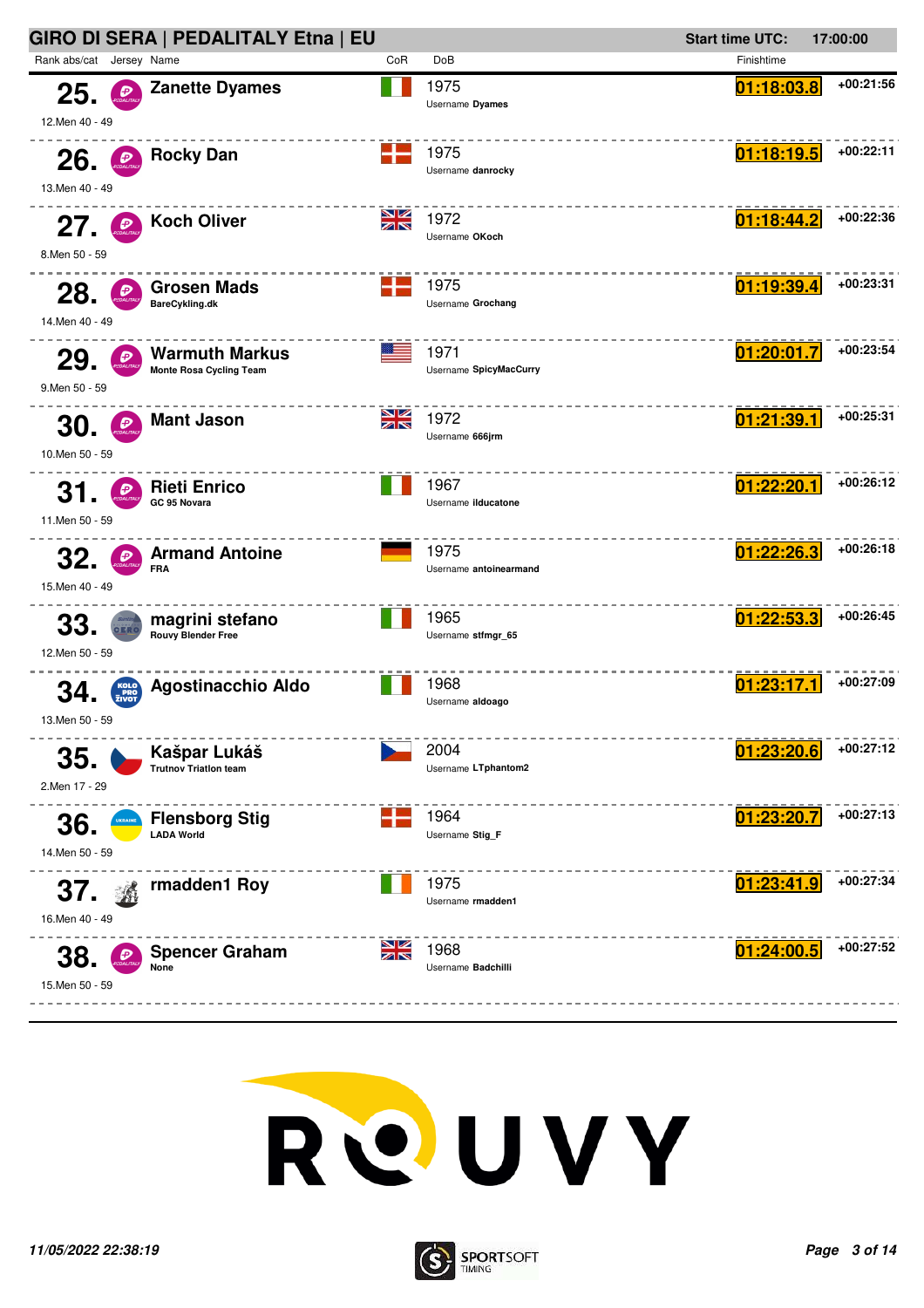## GIRO DI SERA | PEDALITALY Etna | EU

**Start time UTC:** 17:00:00

| Rank | abs/cat | Name | Team | CoR | DoB | Username | Finishtime | Gap |
|---|---|---|---|---|---|---|---|---|
| 25. | 12.Men 40 - 49 | Zanette Dyames | | | 1975 | Dyames | 01:18:03.8 | +00:21:56 |
| 26. | 13.Men 40 - 49 | Rocky Dan | | | 1975 | danrocky | 01:18:19.5 | +00:22:11 |
| 27. | 8.Men 50 - 59 | Koch Oliver | | | 1972 | OKoch | 01:18:44.2 | +00:22:36 |
| 28. | 14.Men 40 - 49 | Grosen Mads | BareCykling.dk | | 1975 | Grochang | 01:19:39.4 | +00:23:31 |
| 29. | 9.Men 50 - 59 | Warmuth Markus | Monte Rosa Cycling Team | | 1971 | SpicyMacCurry | 01:20:01.7 | +00:23:54 |
| 30. | 10.Men 50 - 59 | Mant Jason | | | 1972 | 666jrm | 01:21:39.1 | +00:25:31 |
| 31. | 11.Men 50 - 59 | Rieti Enrico | GC 95 Novara | | 1967 | ilducatone | 01:22:20.1 | +00:26:12 |
| 32. | 15.Men 40 - 49 | Armand Antoine | FRA | | 1975 | antoinearmand | 01:22:26.3 | +00:26:18 |
| 33. | 12.Men 50 - 59 | magrini stefano | Rouvy Blender Free | | 1965 | stfmgr_65 | 01:22:53.3 | +00:26:45 |
| 34. | 13.Men 50 - 59 | Agostinacchio Aldo | | | 1968 | aldoago | 01:23:17.1 | +00:27:09 |
| 35. | 2.Men 17 - 29 | Kašpar Lukáš | Trutnov Triatlon team | | 2004 | LTphantom2 | 01:23:20.6 | +00:27:12 |
| 36. | 14.Men 50 - 59 | Flensborg Stig | LADA World | | 1964 | Stig_F | 01:23:20.7 | +00:27:13 |
| 37. | 16.Men 40 - 49 | rmadden1 Roy | | | 1975 | rmadden1 | 01:23:41.9 | +00:27:34 |
| 38. | 15.Men 50 - 59 | Spencer Graham | None | | 1968 | Badchilli | 01:24:00.5 | +00:27:52 |

11/05/2022 22:38:19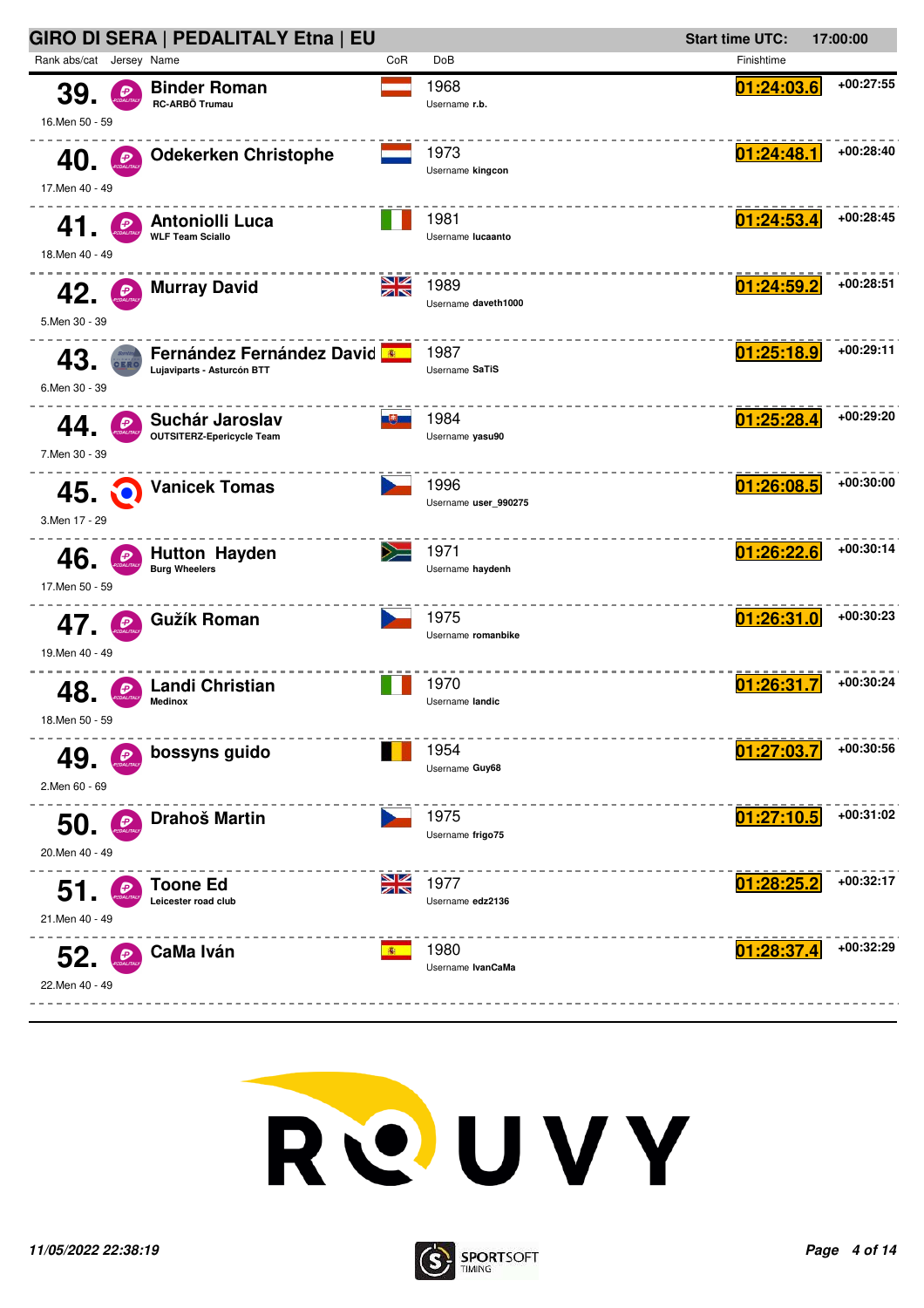## GIRO DI SERA | PEDALITALY Etna | EU

**Start time UTC: 17:00:00**

| Rank abs/cat | Jersey | Name | CoR | DoB | Finishtime | |
|---|---|---|---|---|---|---|
| **39.** 16.Men 50 - 59 | | **Binder Roman** RC-ARBÖ Trumau | | 1968 Username **r.b.** | **01:24:03.6** | +00:27:55 |
| **40.** 17.Men 40 - 49 | | **Odekerken Christophe** | | 1973 Username **kingcon** | **01:24:48.1** | +00:28:40 |
| **41.** 18.Men 40 - 49 | | **Antoniolli Luca** WLF Team Sciallo | | 1981 Username **lucaanto** | **01:24:53.4** | +00:28:45 |
| **42.** 5.Men 30 - 39 | | **Murray David** | | 1989 Username **daveth1000** | **01:24:59.2** | +00:28:51 |
| **43.** 6.Men 30 - 39 | | **Fernández Fernández David** Lujaviparts - Asturcón BTT | | 1987 Username **SaTiS** | **01:25:18.9** | +00:29:11 |
| **44.** 7.Men 30 - 39 | | **Suchár Jaroslav** OUTSITERZ-Epericycle Team | | 1984 Username **yasu90** | **01:25:28.4** | +00:29:20 |
| **45.** 3.Men 17 - 29 | | **Vanicek Tomas** | | 1996 Username **user_990275** | **01:26:08.5** | +00:30:00 |
| **46.** 17.Men 50 - 59 | | **Hutton Hayden** Burg Wheelers | | 1971 Username **haydenh** | **01:26:22.6** | +00:30:14 |
| **47.** 19.Men 40 - 49 | | **Gužík Roman** | | 1975 Username **romanbike** | **01:26:31.0** | +00:30:23 |
| **48.** 18.Men 50 - 59 | | **Landi Christian** Medinox | | 1970 Username **landic** | **01:26:31.7** | +00:30:24 |
| **49.** 2.Men 60 - 69 | | **bossyns guido** | | 1954 Username **Guy68** | **01:27:03.7** | +00:30:56 |
| **50.** 20.Men 40 - 49 | | **Drahoš Martin** | | 1975 Username **frigo75** | **01:27:10.5** | +00:31:02 |
| **51.** 21.Men 40 - 49 | | **Toone Ed** Leicester road club | | 1977 Username **edz2136** | **01:28:25.2** | +00:32:17 |
| **52.** 22.Men 40 - 49 | | **CaMa Iván** | | 1980 Username **IvanCaMa** | **01:28:37.4** | +00:32:29 |

ROUVY

*11/05/2022 22:38:19*

SPORTSOFT TIMING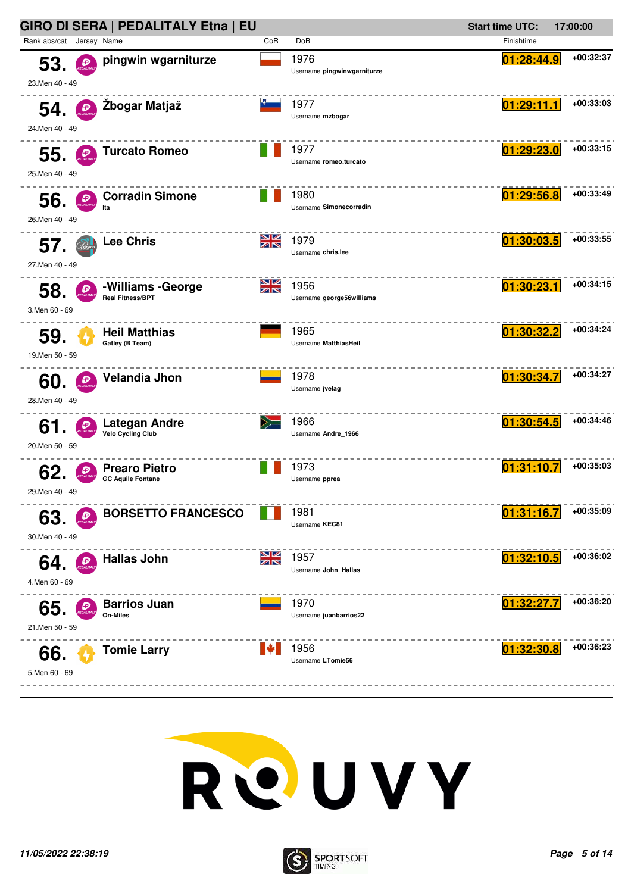## GIRO DI SERA | PEDALITALY Etna | EU

**Start time UTC:** 17:00:00

| Rank abs/cat | Jersey | Name | CoR | DoB | Finishtime | Gap |
|---|---|---|---|---|---|---|
| **53.** 23.Men 40 - 49 | | **pingwin wgarniturze** | | 1976 Username **pingwinwgarniturze** | **01:28:44.9** | +00:32:37 |
| **54.** 24.Men 40 - 49 | | **Žbogar Matjaž** | | 1977 Username **mzbogar** | **01:29:11.1** | +00:33:03 |
| **55.** 25.Men 40 - 49 | | **Turcato Romeo** | | 1977 Username **romeo.turcato** | **01:29:23.0** | +00:33:15 |
| **56.** 26.Men 40 - 49 | | **Corradin Simone** Ita | | 1980 Username **Simonecorradin** | **01:29:56.8** | +00:33:49 |
| **57.** 27.Men 40 - 49 | | **Lee Chris** | | 1979 Username **chris.lee** | **01:30:03.5** | +00:33:55 |
| **58.** 3.Men 60 - 69 | | **-Williams -George** Real Fitness/BPT | | 1956 Username **george56williams** | **01:30:23.1** | +00:34:15 |
| **59.** 19.Men 50 - 59 | | **Heil Matthias** Gatley (B Team) | | 1965 Username **MatthiasHeil** | **01:30:32.2** | +00:34:24 |
| **60.** 28.Men 40 - 49 | | **Velandia Jhon** | | 1978 Username **jvelag** | **01:30:34.7** | +00:34:27 |
| **61.** 20.Men 50 - 59 | | **Lategan Andre** Velo Cycling Club | | 1966 Username **Andre_1966** | **01:30:54.5** | +00:34:46 |
| **62.** 29.Men 40 - 49 | | **Prearo Pietro** GC Aquile Fontane | | 1973 Username **pprea** | **01:31:10.7** | +00:35:03 |
| **63.** 30.Men 40 - 49 | | **BORSETTO FRANCESCO** | | 1981 Username **KEC81** | **01:31:16.7** | +00:35:09 |
| **64.** 4.Men 60 - 69 | | **Hallas John** | | 1957 Username **John_Hallas** | **01:32:10.5** | +00:36:02 |
| **65.** 21.Men 50 - 59 | | **Barrios Juan** On-Miles | | 1970 Username **juanbarrios22** | **01:32:27.7** | +00:36:20 |
| **66.** 5.Men 60 - 69 | | **Tomie Larry** | | 1956 Username **LTomie56** | **01:32:30.8** | +00:36:23 |

*11/05/2022 22:38:19*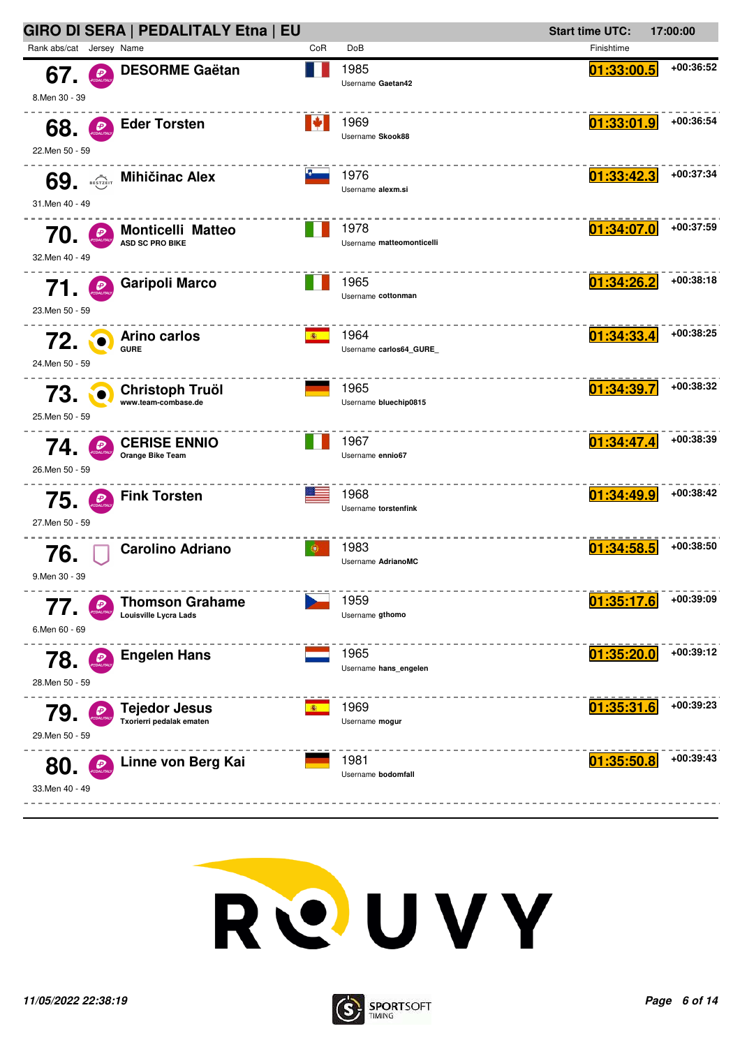## GIRO DI SERA | PEDALITALY Etna | EU

**Start time UTC:** 17:00:00

| Rank abs/cat | Jersey | Name | CoR | DoB | Finishtime | |
|---|---|---|---|---|---|---|
| **67.** 8.Men 30 - 39 | PEDALITALY | **DESORME Gaëtan** | FRA | 1985 Username **Gaetan42** | **01:33:00.5** | **+00:36:52** |
| **68.** 22.Men 50 - 59 | PEDALITALY | **Eder Torsten** | CAN | 1969 Username **Skook88** | **01:33:01.9** | **+00:36:54** |
| **69.** 31.Men 40 - 49 | BESTZEIT | **Mihičinac Alex** | SLO | 1976 Username **alexm.si** | **01:33:42.3** | **+00:37:34** |
| **70.** 32.Men 40 - 49 | PEDALITALY | **Monticelli Matteo** ASD SC PRO BIKE | ITA | 1978 Username **matteomonticelli** | **01:34:07.0** | **+00:37:59** |
| **71.** 23.Men 50 - 59 | PEDALITALY | **Garipoli Marco** | ITA | 1965 Username **cottonman** | **01:34:26.2** | **+00:38:18** |
| **72.** 24.Men 50 - 59 | | **Arino carlos** GURE | ESP | 1964 Username **carlos64_GURE_** | **01:34:33.4** | **+00:38:25** |
| **73.** 25.Men 50 - 59 | | **Christoph Truöl** www.team-combase.de | GER | 1965 Username **bluechip0815** | **01:34:39.7** | **+00:38:32** |
| **74.** 26.Men 50 - 59 | PEDALITALY | **CERISE ENNIO** Orange Bike Team | ITA | 1967 Username **ennio67** | **01:34:47.4** | **+00:38:39** |
| **75.** 27.Men 50 - 59 | PEDALITALY | **Fink Torsten** | USA | 1968 Username **torstenfink** | **01:34:49.9** | **+00:38:42** |
| **76.** 9.Men 30 - 39 | | **Carolino Adriano** | POR | 1983 Username **AdrianoMC** | **01:34:58.5** | **+00:38:50** |
| **77.** 6.Men 60 - 69 | PEDALITALY | **Thomson Grahame** Louisville Lycra Lads | CZE | 1959 Username **gthomo** | **01:35:17.6** | **+00:39:09** |
| **78.** 28.Men 50 - 59 | PEDALITALY | **Engelen Hans** | NED | 1965 Username **hans_engelen** | **01:35:20.0** | **+00:39:12** |
| **79.** 29.Men 50 - 59 | PEDALITALY | **Tejedor Jesus** Txorierri pedalak ematen | ESP | 1969 Username **mogur** | **01:35:31.6** | **+00:39:23** |
| **80.** 33.Men 40 - 49 | PEDALITALY | **Linne von Berg Kai** | GER | 1981 Username **bodomfall** | **01:35:50.8** | **+00:39:43** |

ROUVY

*11/05/2022 22:38:19*

SPORTSOFT TIMING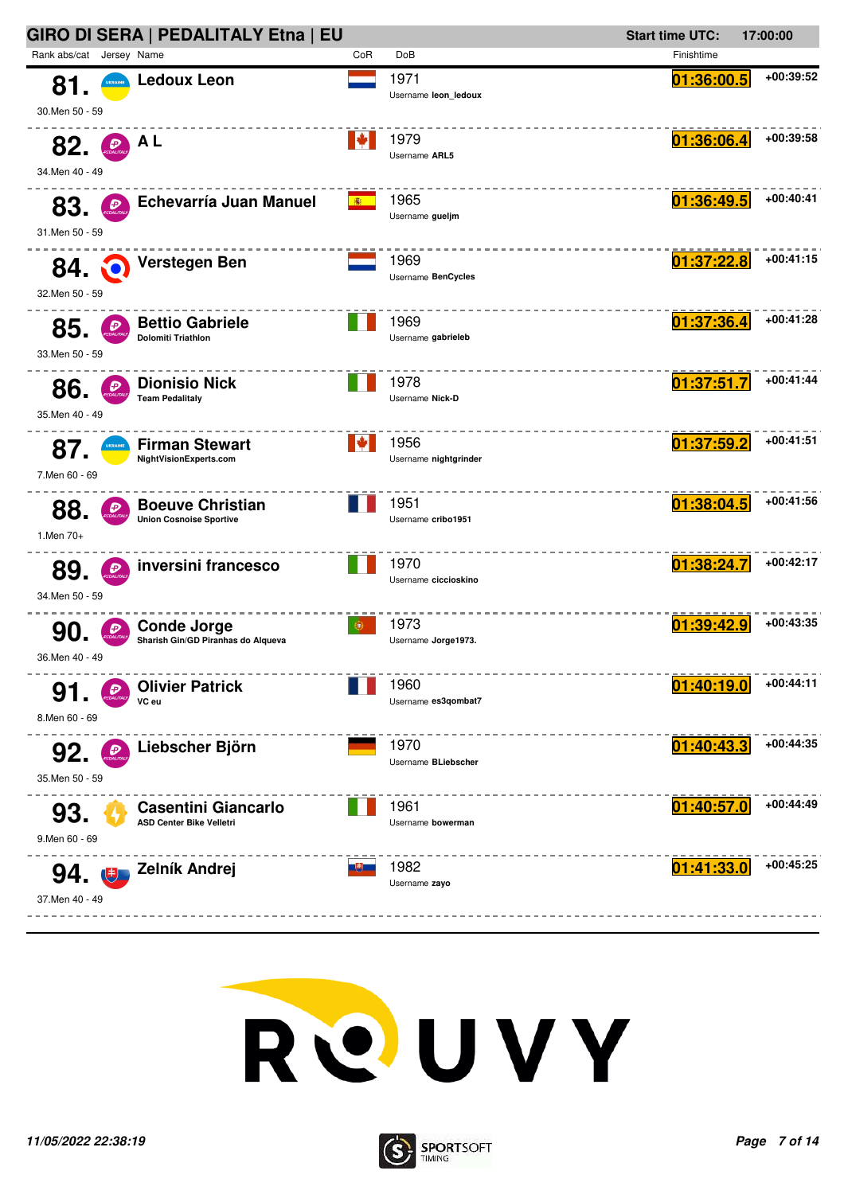# GIRO DI SERA | PEDALITALY Etna | EU

**Start time UTC:** 17:00:00

| Rank abs/cat | Jersey | Name | CoR | DoB | Finishtime | |
|---|---|---|---|---|---|---|
| 81. 30.Men 50 - 59 | | **Ledoux Leon** | | 1971 Username **leon_ledoux** | 01:36:00.5 | +00:39:52 |
| 82. 34.Men 40 - 49 | | **A L** | | 1979 Username **ARL5** | 01:36:06.4 | +00:39:58 |
| 83. 31.Men 50 - 59 | | **Echevarría Juan Manuel** | | 1965 Username **gueljm** | 01:36:49.5 | +00:40:41 |
| 84. 32.Men 50 - 59 | | **Verstegen Ben** | | 1969 Username **BenCycles** | 01:37:22.8 | +00:41:15 |
| 85. 33.Men 50 - 59 | | **Bettio Gabriele** Dolomiti Triathlon | | 1969 Username **gabrieleb** | 01:37:36.4 | +00:41:28 |
| 86. 35.Men 40 - 49 | | **Dionisio Nick** Team Pedalitaly | | 1978 Username **Nick-D** | 01:37:51.7 | +00:41:44 |
| 87. 7.Men 60 - 69 | | **Firman Stewart** NightVisionExperts.com | | 1956 Username **nightgrinder** | 01:37:59.2 | +00:41:51 |
| 88. 1.Men 70+ | | **Boeuve Christian** Union Cosnoise Sportive | | 1951 Username **cribo1951** | 01:38:04.5 | +00:41:56 |
| 89. 34.Men 50 - 59 | | **inversini francesco** | | 1970 Username **ciccioskino** | 01:38:24.7 | +00:42:17 |
| 90. 36.Men 40 - 49 | | **Conde Jorge** Sharish Gin/GD Piranhas do Alqueva | | 1973 Username **Jorge1973.** | 01:39:42.9 | +00:43:35 |
| 91. 8.Men 60 - 69 | | **Olivier Patrick** VC eu | | 1960 Username **es3qombat7** | 01:40:19.0 | +00:44:11 |
| 92. 35.Men 50 - 59 | | **Liebscher Björn** | | 1970 Username **BLiebscher** | 01:40:43.3 | +00:44:35 |
| 93. 9.Men 60 - 69 | | **Casentini Giancarlo** ASD Center Bike Velletri | | 1961 Username **bowerman** | 01:40:57.0 | +00:44:49 |
| 94. 37.Men 40 - 49 | | **Zelník Andrej** | | 1982 Username **zayo** | 01:41:33.0 | +00:45:25 |

*11/05/2022 22:38:19*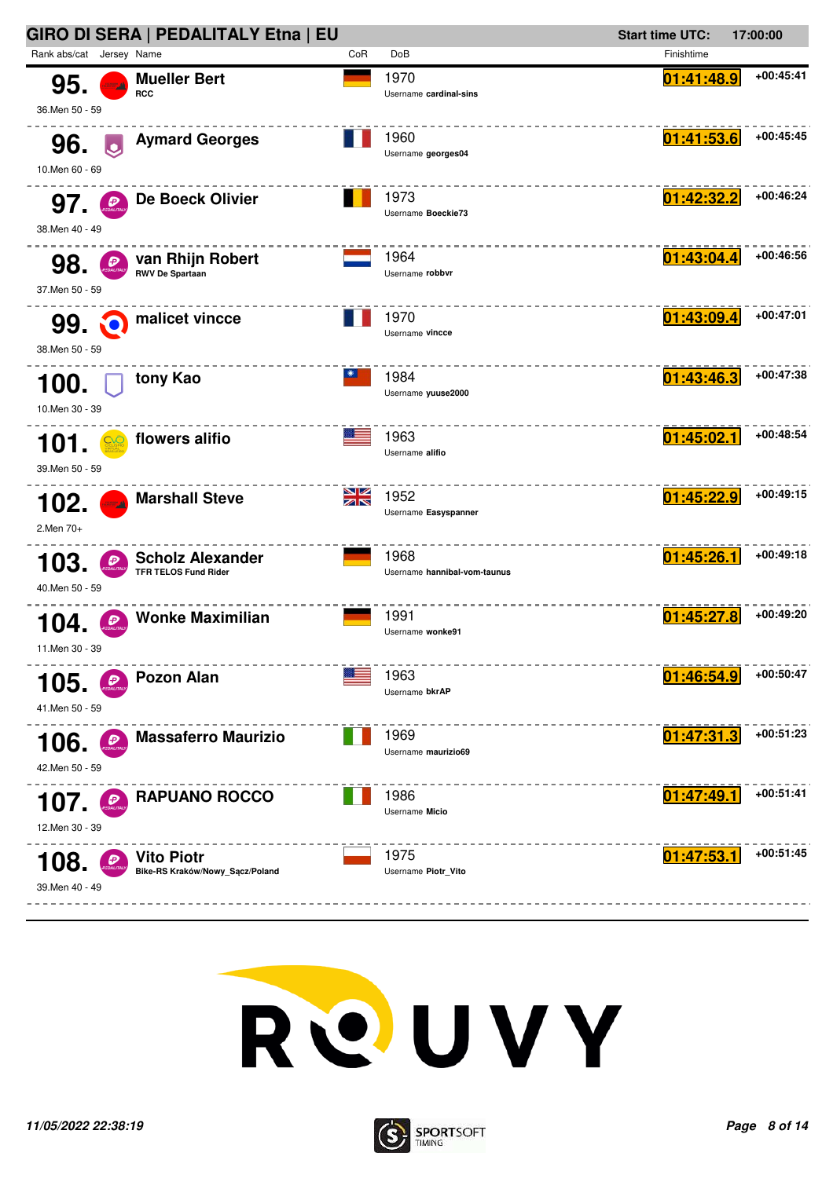# GIRO DI SERA | PEDALITALY Etna | EU

Start time UTC: 17:00:00

| Rank abs/cat | Jersey | Name | CoR | DoB | Finishtime | |
|---|---|---|---|---|---|---|
| 95. 36.Men 50 - 59 | | Mueller Bert RCC | | 1970 Username cardinal-sins | 01:41:48.9 | +00:45:41 |
| 96. 10.Men 60 - 69 | | Aymard Georges | | 1960 Username georges04 | 01:41:53.6 | +00:45:45 |
| 97. 38.Men 40 - 49 | | De Boeck Olivier | | 1973 Username Boeckie73 | 01:42:32.2 | +00:46:24 |
| 98. 37.Men 50 - 59 | | van Rhijn Robert RWV De Spartaan | | 1964 Username robbvr | 01:43:04.4 | +00:46:56 |
| 99. 38.Men 50 - 59 | | malicet vincce | | 1970 Username vincce | 01:43:09.4 | +00:47:01 |
| 100. 10.Men 30 - 39 | | tony Kao | | 1984 Username yuuse2000 | 01:43:46.3 | +00:47:38 |
| 101. 39.Men 50 - 59 | | flowers alifio | | 1963 Username alifio | 01:45:02.1 | +00:48:54 |
| 102. 2.Men 70+ | | Marshall Steve | | 1952 Username Easyspanner | 01:45:22.9 | +00:49:15 |
| 103. 40.Men 50 - 59 | | Scholz Alexander TFR TELOS Fund Rider | | 1968 Username hannibal-vom-taunus | 01:45:26.1 | +00:49:18 |
| 104. 11.Men 30 - 39 | | Wonke Maximilian | | 1991 Username wonke91 | 01:45:27.8 | +00:49:20 |
| 105. 41.Men 50 - 59 | | Pozon Alan | | 1963 Username bkrAP | 01:46:54.9 | +00:50:47 |
| 106. 42.Men 50 - 59 | | Massaferro Maurizio | | 1969 Username maurizio69 | 01:47:31.3 | +00:51:23 |
| 107. 12.Men 30 - 39 | | RAPUANO ROCCO | | 1986 Username Micio | 01:47:49.1 | +00:51:41 |
| 108. 39.Men 40 - 49 | | Vito Piotr Bike-RS Kraków/Nowy_Sącz/Poland | | 1975 Username Piotr_Vito | 01:47:53.1 | +00:51:45 |

11/05/2022 22:38:19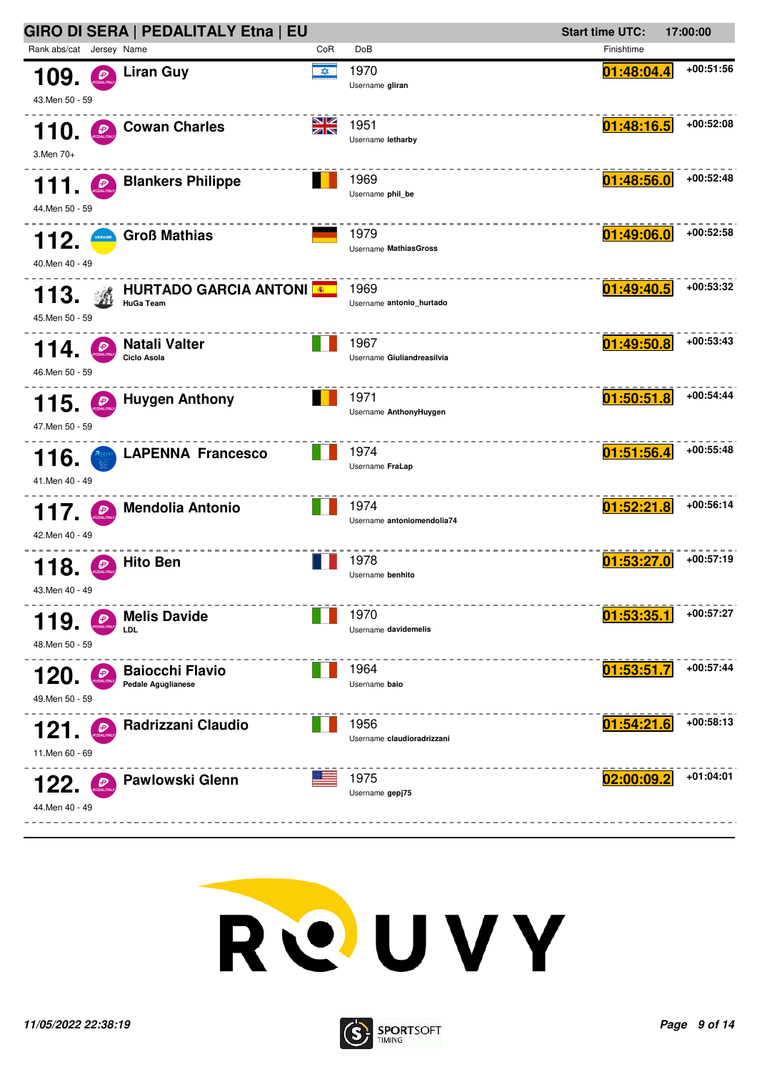## GIRO DI SERA | PEDALITALY Etna | EU

**Start time UTC: 17:00:00**

| Rank abs/cat | Jersey | Name | CoR | DoB | Username | Finishtime | Gap |
|---|---|---|---|---|---|---|---|
| 109. 43.Men 50 - 59 | | **Liran Guy** | | 1970 | gliran | 01:48:04.4 | +00:51:56 |
| 110. 3.Men 70+ | | **Cowan Charles** | | 1951 | letharby | 01:48:16.5 | +00:52:08 |
| 111. 44.Men 50 - 59 | | **Blankers Philippe** | | 1969 | phil_be | 01:48:56.0 | +00:52:48 |
| 112. 40.Men 40 - 49 | | **Groß Mathias** | | 1979 | MathiasGross | 01:49:06.0 | +00:52:58 |
| 113. 45.Men 50 - 59 | | **HURTADO GARCIA ANTONI** HuGa Team | | 1969 | antonio_hurtado | 01:49:40.5 | +00:53:32 |
| 114. 46.Men 50 - 59 | | **Natali Valter** Ciclo Asola | | 1967 | Giuliandreasilvia | 01:49:50.8 | +00:53:43 |
| 115. 47.Men 50 - 59 | | **Huygen Anthony** | | 1971 | AnthonyHuygen | 01:50:51.8 | +00:54:44 |
| 116. 41.Men 40 - 49 | | **LAPENNA Francesco** | | 1974 | FraLap | 01:51:56.4 | +00:55:48 |
| 117. 42.Men 40 - 49 | | **Mendolia Antonio** | | 1974 | antoniomendolia74 | 01:52:21.8 | +00:56:14 |
| 118. 43.Men 40 - 49 | | **Hito Ben** | | 1978 | benhito | 01:53:27.0 | +00:57:19 |
| 119. 48.Men 50 - 59 | | **Melis Davide** LDL | | 1970 | davidemelis | 01:53:35.1 | +00:57:27 |
| 120. 49.Men 50 - 59 | | **Baiocchi Flavio** Pedale Agugliianese | | 1964 | baio | 01:53:51.7 | +00:57:44 |
| 121. 11.Men 60 - 69 | | **Radrizzani Claudio** | | 1956 | claudioradrizzani | 01:54:21.6 | +00:58:13 |
| 122. 44.Men 40 - 49 | | **Pawlowski Glenn** | | 1975 | gepj75 | 02:00:09.2 | +01:04:01 |

ROUVY

*11/05/2022 22:38:19*

SPORTSOFT TIMING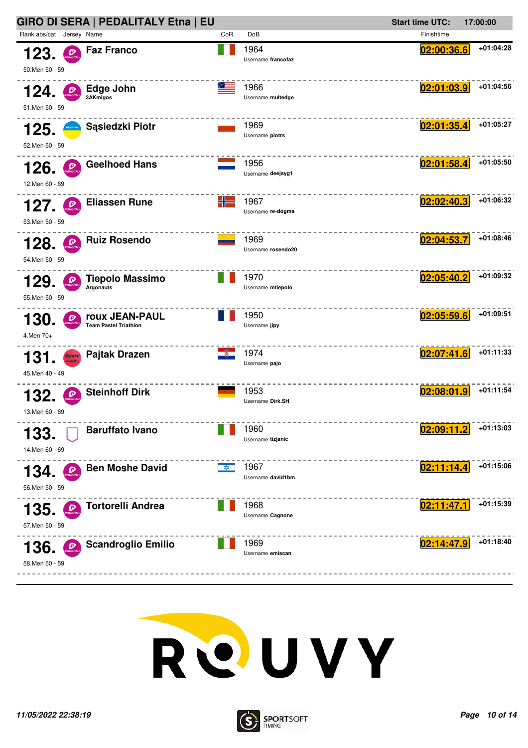## GIRO DI SERA | PEDALITALY Etna | EU

**Start time UTC:** 17:00:00

| Rank abs/cat | Jersey | Name | CoR | DoB | Finishtime | |
|---|---|---|---|---|---|---|
| **123.** 50.Men 50 - 59 | | **Faz Franco** | | 1964 Username **francofaz** | 02:00:36.6 | +01:04:28 |
| **124.** 51.Men 50 - 59 | | **Edge John** 3AKmigos | | 1966 Username **multedge** | 02:01:03.9 | +01:04:56 |
| **125.** 52.Men 50 - 59 | | **Sąsiedzki Piotr** | | 1969 Username **piotrs** | 02:01:35.4 | +01:05:27 |
| **126.** 12.Men 60 - 69 | | **Geelhoed Hans** | | 1956 Username **deejayg1** | 02:01:58.4 | +01:05:50 |
| **127.** 53.Men 50 - 59 | | **Eliassen Rune** | | 1967 Username **re-dogma** | 02:02:40.3 | +01:06:32 |
| **128.** 54.Men 50 - 59 | | **Ruiz Rosendo** | | 1969 Username **rosendo20** | 02:04:53.7 | +01:08:46 |
| **129.** 55.Men 50 - 59 | | **Tiepolo Massimo** Argonauts | | 1970 Username **mtiepolo** | 02:05:40.2 | +01:09:32 |
| **130.** 4.Men 70+ | | **roux JEAN-PAUL** Team Pastel Triathlon | | 1950 Username **jipy** | 02:05:59.6 | +01:09:51 |
| **131.** 45.Men 40 - 49 | | **Pajtak Drazen** | | 1974 Username **pajo** | 02:07:41.6 | +01:11:33 |
| **132.** 13.Men 60 - 69 | | **Steinhoff Dirk** | | 1953 Username **Dirk.SH** | 02:08:01.9 | +01:11:54 |
| **133.** 14.Men 60 - 69 | | **Baruffato Ivano** | | 1960 Username **tizjanic** | 02:09:11.2 | +01:13:03 |
| **134.** 56.Men 50 - 59 | | **Ben Moshe David** | | 1967 Username **david1bm** | 02:11:14.4 | +01:15:06 |
| **135.** 57.Men 50 - 59 | | **Tortorelli Andrea** | | 1968 Username **Cagnone** | 02:11:47.1 | +01:15:39 |
| **136.** 58.Men 50 - 59 | | **Scandroglio Emilio** | | 1969 Username **emiscan** | 02:14:47.9 | +01:18:40 |

*11/05/2022 22:38:19*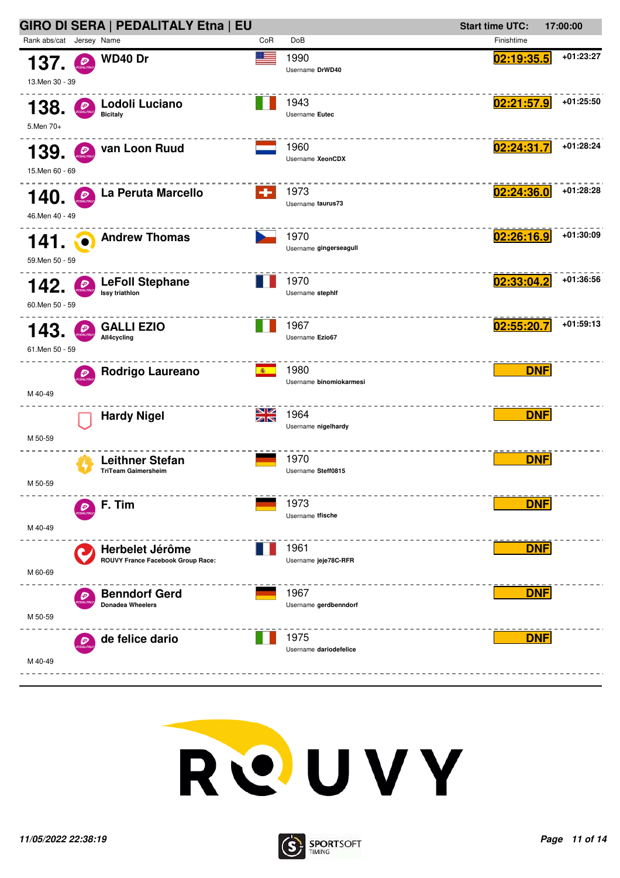## GIRO DI SERA | PEDALITALY Etna | EU

**Start time UTC:** 17:00:00

| Rank abs/cat | Jersey | Name | CoR | DoB | Finishtime | |
|---|---|---|---|---|---|---|
| **137.** 13.Men 30 - 39 | | **WD40 Dr** | | 1990 Username **DrWD40** | 02:19:35.5 | +01:23:27 |
| **138.** 5.Men 70+ | | **Lodoli Luciano** Bicitaly | | 1943 Username **Eutec** | 02:21:57.9 | +01:25:50 |
| **139.** 15.Men 60 - 69 | | **van Loon Ruud** | | 1960 Username **XeonCDX** | 02:24:31.7 | +01:28:24 |
| **140.** 46.Men 40 - 49 | | **La Peruta Marcello** | | 1973 Username **taurus73** | 02:24:36.0 | +01:28:28 |
| **141.** 59.Men 50 - 59 | | **Andrew Thomas** | | 1970 Username **gingerseagull** | 02:26:16.9 | +01:30:09 |
| **142.** 60.Men 50 - 59 | | **LeFoll Stephane** Issy triathlon | | 1970 Username **stephlf** | 02:33:04.2 | +01:36:56 |
| **143.** 61.Men 50 - 59 | | **GALLI EZIO** All4cycling | | 1967 Username **Ezio67** | 02:55:20.7 | +01:59:13 |
| M 40-49 | | **Rodrigo Laureano** | | 1980 Username **binomiokarmesi** | DNF | |
| M 50-59 | | **Hardy Nigel** | | 1964 Username **nigelhardy** | DNF | |
| M 50-59 | | **Leithner Stefan** TriTeam Gaimersheim | | 1970 Username **Steff0815** | DNF | |
| M 40-49 | | **F. Tim** | | 1973 Username **tfische** | DNF | |
| M 60-69 | | **Herbelet Jérôme** ROUVY France Facebook Group Race: | | 1961 Username **jeje78C-RFR** | DNF | |
| M 50-59 | | **Benndorf Gerd** Donadea Wheelers | | 1967 Username **gerdbenndorf** | DNF | |
| M 40-49 | | **de felice dario** | | 1975 Username **dariodefelice** | DNF | |

ROUVY

*11/05/2022 22:38:19*

SPORTSOFT TIMING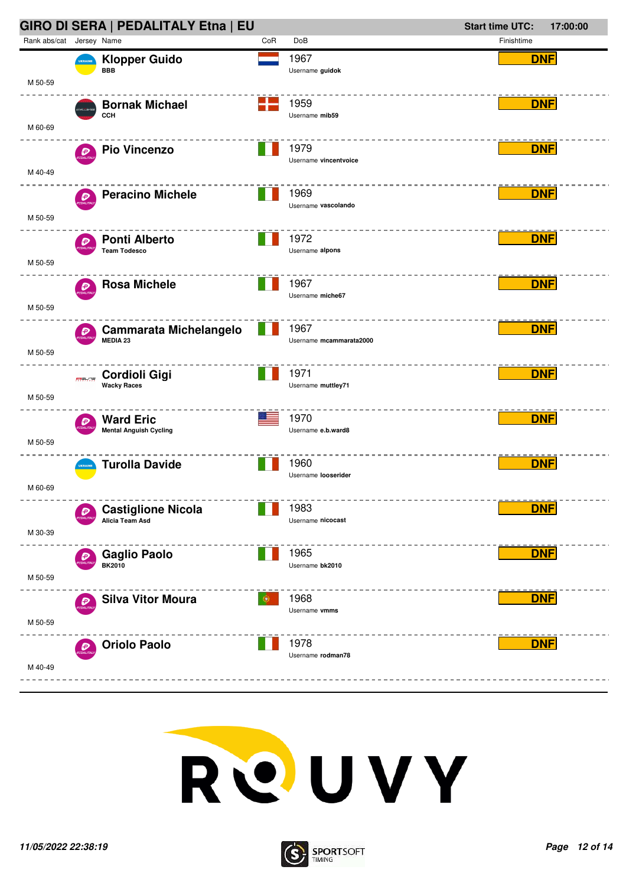## GIRO DI SERA | PEDALITALY Etna | EU

**Start time UTC:** 17:00:00

| Rank abs/cat | Jersey | Name | CoR | DoB | Finishtime |
|---|---|---|---|---|---|
| M 50-59 | | **Klopper Guido** BBB | | 1967 Username **guidok** | **DNF** |
| M 60-69 | | **Bornak Michael** CCH | | 1959 Username **mib59** | **DNF** |
| M 40-49 | | **Pio Vincenzo** | | 1979 Username **vincentvoice** | **DNF** |
| M 50-59 | | **Peracino Michele** | | 1969 Username **vascolando** | **DNF** |
| M 50-59 | | **Ponti Alberto** Team Todesco | | 1972 Username **alpons** | **DNF** |
| M 50-59 | | **Rosa Michele** | | 1967 Username **miche67** | **DNF** |
| M 50-59 | | **Cammarata Michelangelo** MEDIA 23 | | 1967 Username **mcammarata2000** | **DNF** |
| M 50-59 | | **Cordioli Gigi** Wacky Races | | 1971 Username **muttley71** | **DNF** |
| M 50-59 | | **Ward Eric** Mental Anguish Cycling | | 1970 Username **e.b.ward8** | **DNF** |
| M 60-69 | | **Turolla Davide** | | 1960 Username **looserider** | **DNF** |
| M 30-39 | | **Castiglione Nicola** Alicia Team Asd | | 1983 Username **nicocast** | **DNF** |
| M 50-59 | | **Gaglio Paolo** BK2010 | | 1965 Username **bk2010** | **DNF** |
| M 50-59 | | **Silva Vitor Moura** | | 1968 Username **vmms** | **DNF** |
| M 40-49 | | **Oriolo Paolo** | | 1978 Username **rodman78** | **DNF** |

*11/05/2022 22:38:19*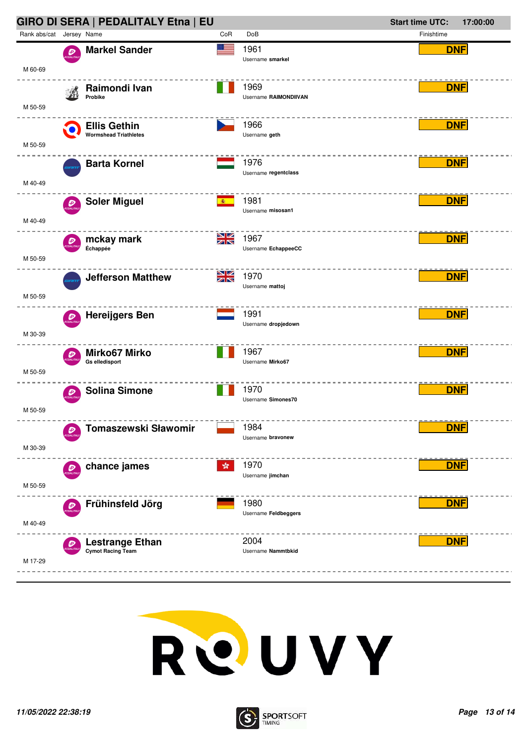## GIRO DI SERA | PEDALITALY Etna | EU

**Start time UTC:** 17:00:00

| Rank abs/cat | Jersey | Name | CoR | DoB | Finishtime |
|---|---|---|---|---|---|
| M 60-69 | | **Markel Sander** | | 1961<br>Username **smarkel** | DNF |
| M 50-59 | | **Raimondi Ivan**<br>Probike | | 1969<br>Username **RAIMONDIIVAN** | DNF |
| M 50-59 | | **Ellis Gethin**<br>Wormshead Triathletes | | 1966<br>Username **geth** | DNF |
| M 40-49 | | **Barta Kornel** | | 1976<br>Username **regentclass** | DNF |
| M 40-49 | | **Soler Miguel** | | 1981<br>Username **misosan1** | DNF |
| M 50-59 | | **mckay mark**<br>Échappée | | 1967<br>Username **EchappeeCC** | DNF |
| M 50-59 | | **Jefferson Matthew** | | 1970<br>Username **mattoj** | DNF |
| M 30-39 | | **Hereijgers Ben** | | 1991<br>Username **dropjedown** | DNF |
| M 50-59 | | **Mirko67 Mirko**<br>Gs elledisport | | 1967<br>Username **Mirko67** | DNF |
| M 50-59 | | **Solina Simone** | | 1970<br>Username **Simones70** | DNF |
| M 30-39 | | **Tomaszewski Sławomir** | | 1984<br>Username **bravonew** | DNF |
| M 50-59 | | **chance james** | | 1970<br>Username **jimchan** | DNF |
| M 40-49 | | **Frühinsfeld Jörg** | | 1980<br>Username **Feldbeggers** | DNF |
| M 17-29 | | **Lestrange Ethan**<br>Cymot Racing Team | | 2004<br>Username **Nammtbkid** | DNF |

*11/05/2022 22:38:19*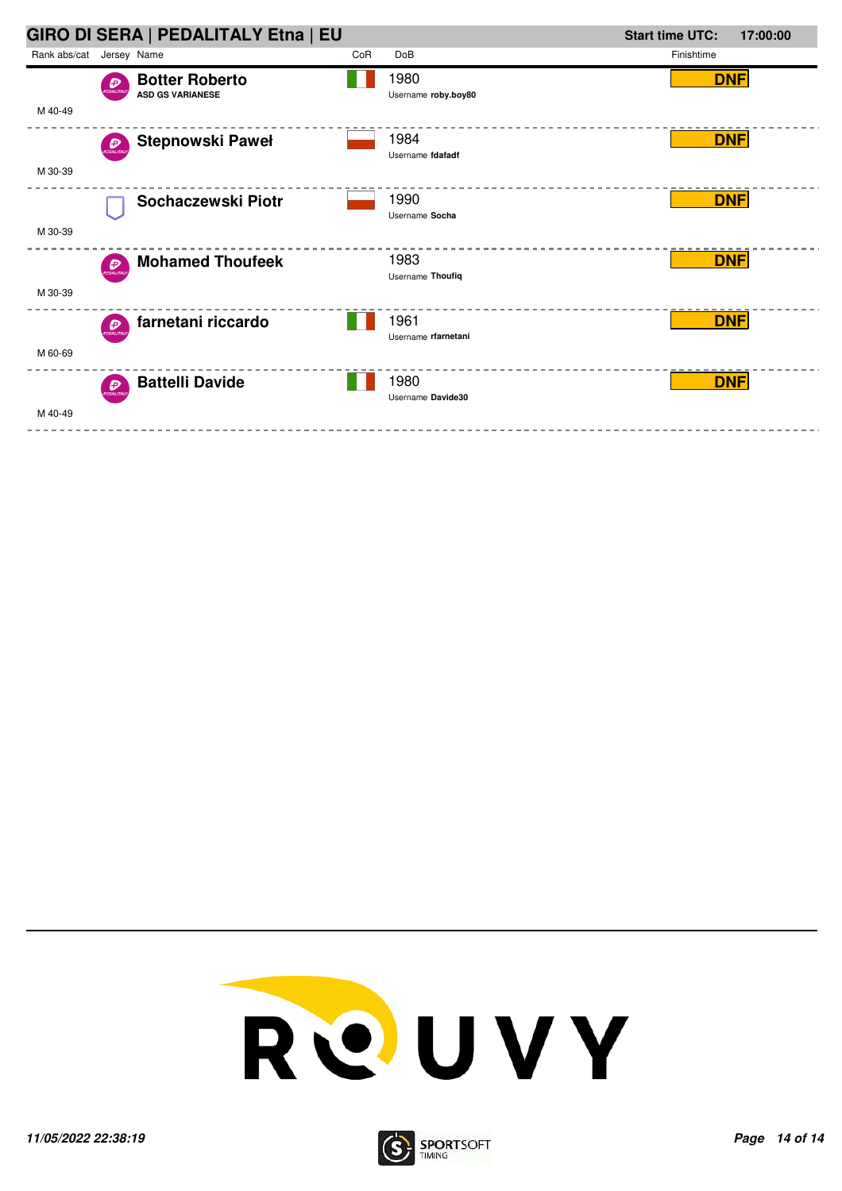## GIRO DI SERA | PEDALITALY Etna | EU

**Start time UTC:** 17:00:00

| Rank abs/cat | Jersey | Name | CoR | DoB | Finishtime |
|---|---|---|---|---|---|
| M 40-49 | | **Botter Roberto** ASD GS VARIANESE | | 1980 Username **roby.boy80** | DNF |
| M 30-39 | | **Stepnowski Paweł** | | 1984 Username **fdafadf** | DNF |
| M 30-39 | | **Sochaczewski Piotr** | | 1990 Username **Socha** | DNF |
| M 30-39 | | **Mohamed Thoufeek** | | 1983 Username **Thoufiq** | DNF |
| M 60-69 | | **farnetani riccardo** | | 1961 Username **rfarnetani** | DNF |
| M 40-49 | | **Battelli Davide** | | 1980 Username **Davide30** | DNF |

ROUVY

*11/05/2022 22:38:19*

SPORTSOFT TIMING